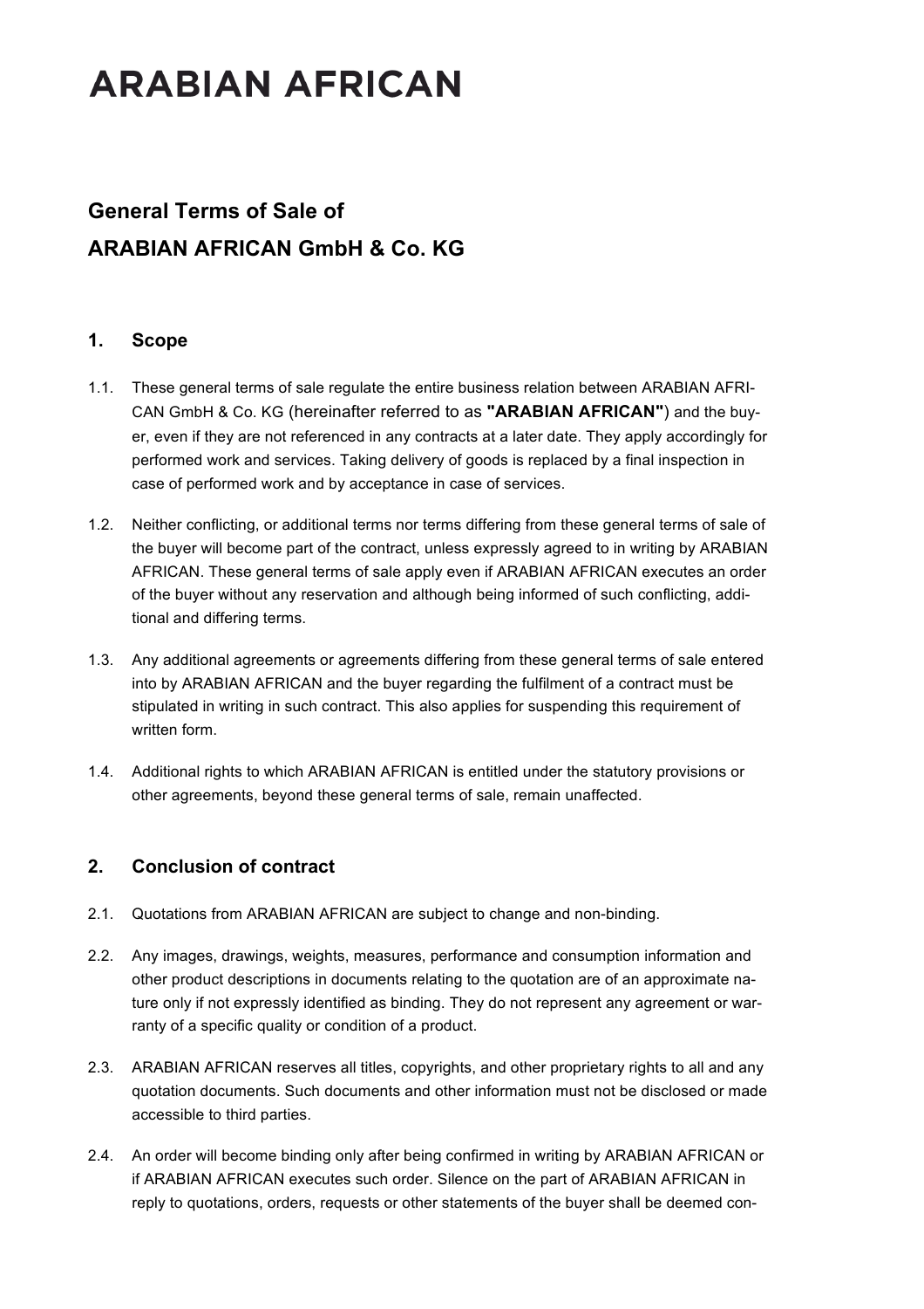# ARABIAN AFRICAN

## General Terms of Sale of ARABIAN AFRICAN GmbH & Co. KG

### 1. Scope

1.1. These general terms of sale regulate the entire business relation between ARABIAN AFRICAN GmbH & Co. KG (hereinafter referred to as **"ARABIAN AFRICAN"**) and the buyer, even if they are not referenced in any contracts at a later date. They apply accordingly for performed work and services. Taking delivery of goods is replaced by a final inspection in case of performed work and by acceptance in case of services.

1.2. Neither conflicting, or additional terms nor terms differing from these general terms of sale of the buyer will become part of the contract, unless expressly agreed to in writing by ARABIAN AFRICAN. These general terms of sale apply even if ARABIAN AFRICAN executes an order of the buyer without any reservation and although being informed of such conflicting, additional and differing terms.

1.3. Any additional agreements or agreements differing from these general terms of sale entered into by ARABIAN AFRICAN and the buyer regarding the fulfilment of a contract must be stipulated in writing in such contract. This also applies for suspending this requirement of written form.

1.4. Additional rights to which ARABIAN AFRICAN is entitled under the statutory provisions or other agreements, beyond these general terms of sale, remain unaffected.

### 2. Conclusion of contract

2.1. Quotations from ARABIAN AFRICAN are subject to change and non-binding.

2.2. Any images, drawings, weights, measures, performance and consumption information and other product descriptions in documents relating to the quotation are of an approximate nature only if not expressly identified as binding. They do not represent any agreement or warranty of a specific quality or condition of a product.

2.3. ARABIAN AFRICAN reserves all titles, copyrights, and other proprietary rights to all and any quotation documents. Such documents and other information must not be disclosed or made accessible to third parties.

2.4. An order will become binding only after being confirmed in writing by ARABIAN AFRICAN or if ARABIAN AFRICAN executes such order. Silence on the part of ARABIAN AFRICAN in reply to quotations, orders, requests or other statements of the buyer shall be deemed con-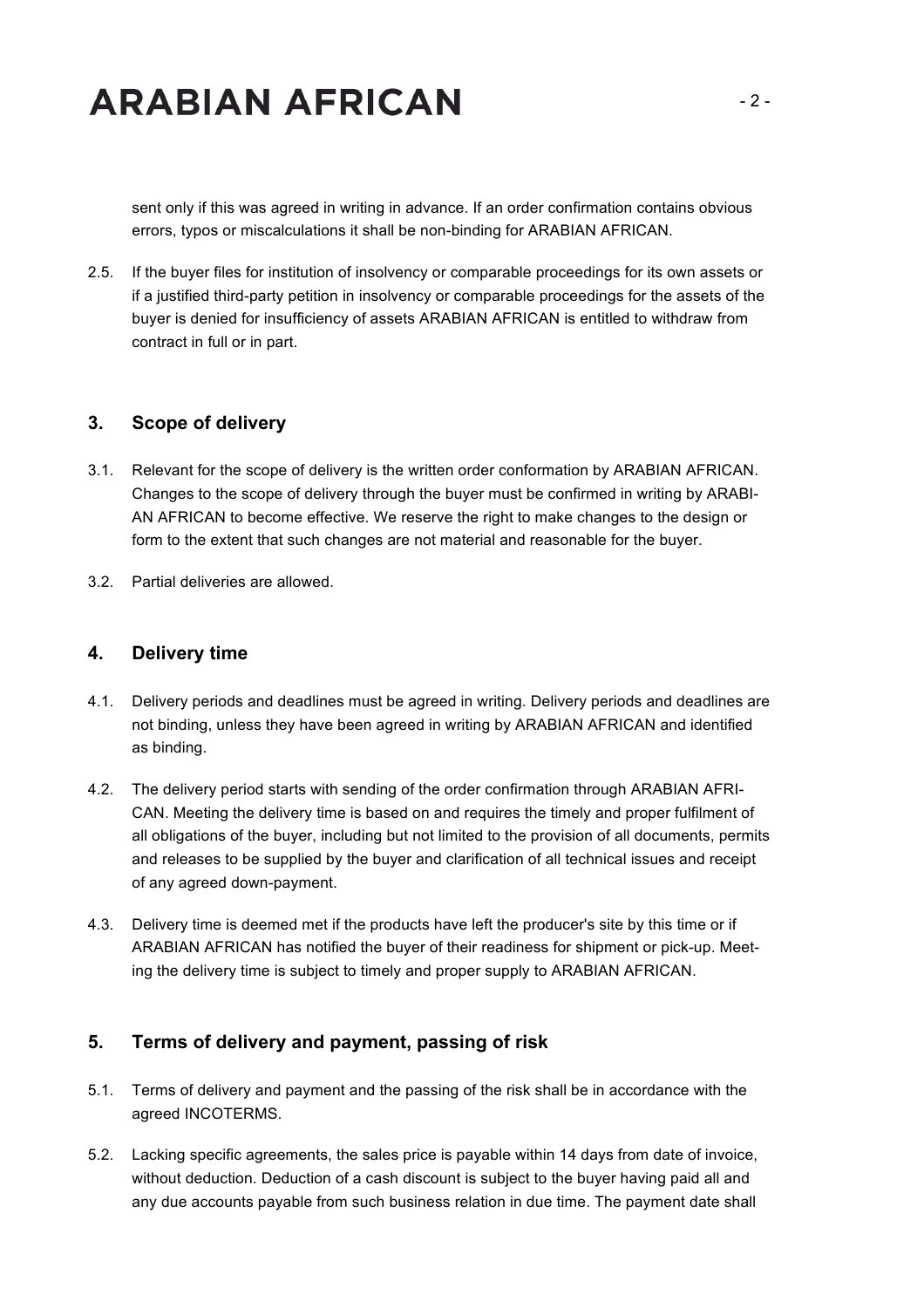sent only if this was agreed in writing in advance. If an order confirmation contains obvious errors, typos or miscalculations it shall be non-binding for ARABIAN AFRICAN.

2.5. If the buyer files for institution of insolvency or comparable proceedings for its own assets or if a justified third-party petition in insolvency or comparable proceedings for the assets of the buyer is denied for insufficiency of assets ARABIAN AFRICAN is entitled to withdraw from contract in full or in part.

## 3. Scope of delivery

3.1. Relevant for the scope of delivery is the written order conformation by ARABIAN AFRICAN. Changes to the scope of delivery through the buyer must be confirmed in writing by ARABIAN AFRICAN to become effective. We reserve the right to make changes to the design or form to the extent that such changes are not material and reasonable for the buyer.

3.2. Partial deliveries are allowed.

## 4. Delivery time

4.1. Delivery periods and deadlines must be agreed in writing. Delivery periods and deadlines are not binding, unless they have been agreed in writing by ARABIAN AFRICAN and identified as binding.

4.2. The delivery period starts with sending of the order confirmation through ARABIAN AFRICAN. Meeting the delivery time is based on and requires the timely and proper fulfilment of all obligations of the buyer, including but not limited to the provision of all documents, permits and releases to be supplied by the buyer and clarification of all technical issues and receipt of any agreed down-payment.

4.3. Delivery time is deemed met if the products have left the producer's site by this time or if ARABIAN AFRICAN has notified the buyer of their readiness for shipment or pick-up. Meeting the delivery time is subject to timely and proper supply to ARABIAN AFRICAN.

## 5. Terms of delivery and payment, passing of risk

5.1. Terms of delivery and payment and the passing of the risk shall be in accordance with the agreed INCOTERMS.

5.2. Lacking specific agreements, the sales price is payable within 14 days from date of invoice, without deduction. Deduction of a cash discount is subject to the buyer having paid all and any due accounts payable from such business relation in due time. The payment date shall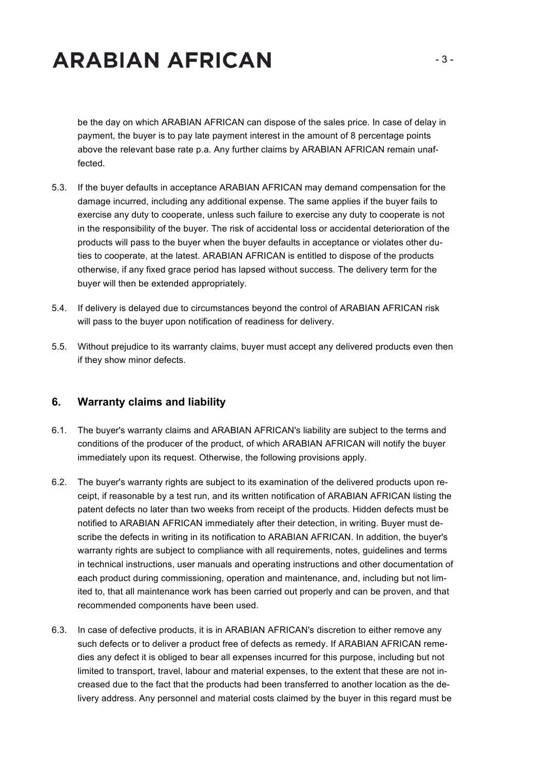be the day on which ARABIAN AFRICAN can dispose of the sales price. In case of delay in payment, the buyer is to pay late payment interest in the amount of 8 percentage points above the relevant base rate p.a. Any further claims by ARABIAN AFRICAN remain unaffected.

5.3. If the buyer defaults in acceptance ARABIAN AFRICAN may demand compensation for the damage incurred, including any additional expense. The same applies if the buyer fails to exercise any duty to cooperate, unless such failure to exercise any duty to cooperate is not in the responsibility of the buyer. The risk of accidental loss or accidental deterioration of the products will pass to the buyer when the buyer defaults in acceptance or violates other duties to cooperate, at the latest. ARABIAN AFRICAN is entitled to dispose of the products otherwise, if any fixed grace period has lapsed without success. The delivery term for the buyer will then be extended appropriately.

5.4. If delivery is delayed due to circumstances beyond the control of ARABIAN AFRICAN risk will pass to the buyer upon notification of readiness for delivery.

5.5. Without prejudice to its warranty claims, buyer must accept any delivered products even then if they show minor defects.

## 6. Warranty claims and liability

6.1. The buyer's warranty claims and ARABIAN AFRICAN's liability are subject to the terms and conditions of the producer of the product, of which ARABIAN AFRICAN will notify the buyer immediately upon its request. Otherwise, the following provisions apply.

6.2. The buyer's warranty rights are subject to its examination of the delivered products upon receipt, if reasonable by a test run, and its written notification of ARABIAN AFRICAN listing the patent defects no later than two weeks from receipt of the products. Hidden defects must be notified to ARABIAN AFRICAN immediately after their detection, in writing. Buyer must describe the defects in writing in its notification to ARABIAN AFRICAN. In addition, the buyer's warranty rights are subject to compliance with all requirements, notes, guidelines and terms in technical instructions, user manuals and operating instructions and other documentation of each product during commissioning, operation and maintenance, and, including but not limited to, that all maintenance work has been carried out properly and can be proven, and that recommended components have been used.

6.3. In case of defective products, it is in ARABIAN AFRICAN's discretion to either remove any such defects or to deliver a product free of defects as remedy. If ARABIAN AFRICAN remedies any defect it is obliged to bear all expenses incurred for this purpose, including but not limited to transport, travel, labour and material expenses, to the extent that these are not increased due to the fact that the products had been transferred to another location as the delivery address. Any personnel and material costs claimed by the buyer in this regard must be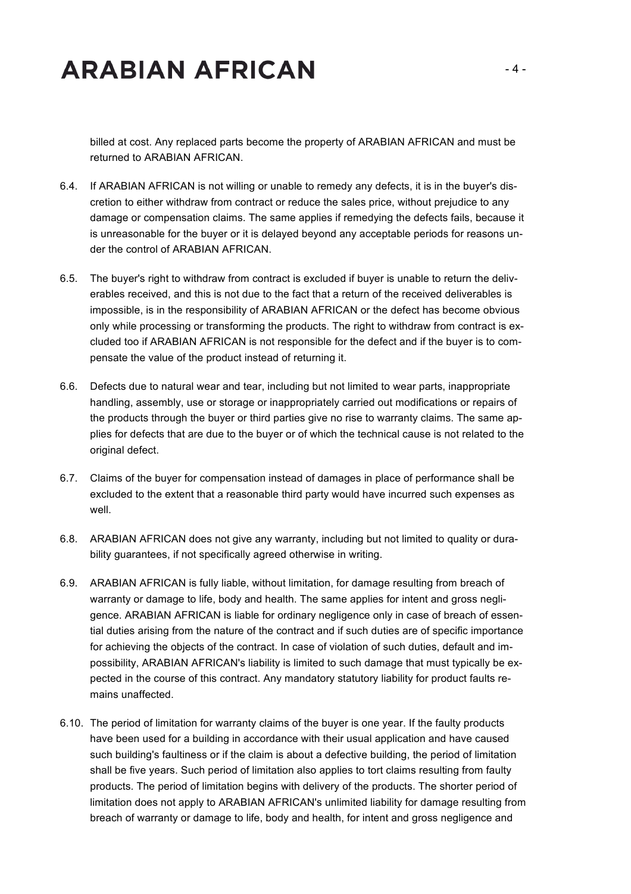billed at cost. Any replaced parts become the property of ARABIAN AFRICAN and must be returned to ARABIAN AFRICAN.

6.4. If ARABIAN AFRICAN is not willing or unable to remedy any defects, it is in the buyer's discretion to either withdraw from contract or reduce the sales price, without prejudice to any damage or compensation claims. The same applies if remedying the defects fails, because it is unreasonable for the buyer or it is delayed beyond any acceptable periods for reasons under the control of ARABIAN AFRICAN.

6.5. The buyer's right to withdraw from contract is excluded if buyer is unable to return the deliverables received, and this is not due to the fact that a return of the received deliverables is impossible, is in the responsibility of ARABIAN AFRICAN or the defect has become obvious only while processing or transforming the products. The right to withdraw from contract is excluded too if ARABIAN AFRICAN is not responsible for the defect and if the buyer is to compensate the value of the product instead of returning it.

6.6. Defects due to natural wear and tear, including but not limited to wear parts, inappropriate handling, assembly, use or storage or inappropriately carried out modifications or repairs of the products through the buyer or third parties give no rise to warranty claims. The same applies for defects that are due to the buyer or of which the technical cause is not related to the original defect.

6.7. Claims of the buyer for compensation instead of damages in place of performance shall be excluded to the extent that a reasonable third party would have incurred such expenses as well.

6.8. ARABIAN AFRICAN does not give any warranty, including but not limited to quality or durability guarantees, if not specifically agreed otherwise in writing.

6.9. ARABIAN AFRICAN is fully liable, without limitation, for damage resulting from breach of warranty or damage to life, body and health. The same applies for intent and gross negligence. ARABIAN AFRICAN is liable for ordinary negligence only in case of breach of essential duties arising from the nature of the contract and if such duties are of specific importance for achieving the objects of the contract. In case of violation of such duties, default and impossibility, ARABIAN AFRICAN's liability is limited to such damage that must typically be expected in the course of this contract. Any mandatory statutory liability for product faults remains unaffected.

6.10. The period of limitation for warranty claims of the buyer is one year. If the faulty products have been used for a building in accordance with their usual application and have caused such building's faultiness or if the claim is about a defective building, the period of limitation shall be five years. Such period of limitation also applies to tort claims resulting from faulty products. The period of limitation begins with delivery of the products. The shorter period of limitation does not apply to ARABIAN AFRICAN's unlimited liability for damage resulting from breach of warranty or damage to life, body and health, for intent and gross negligence and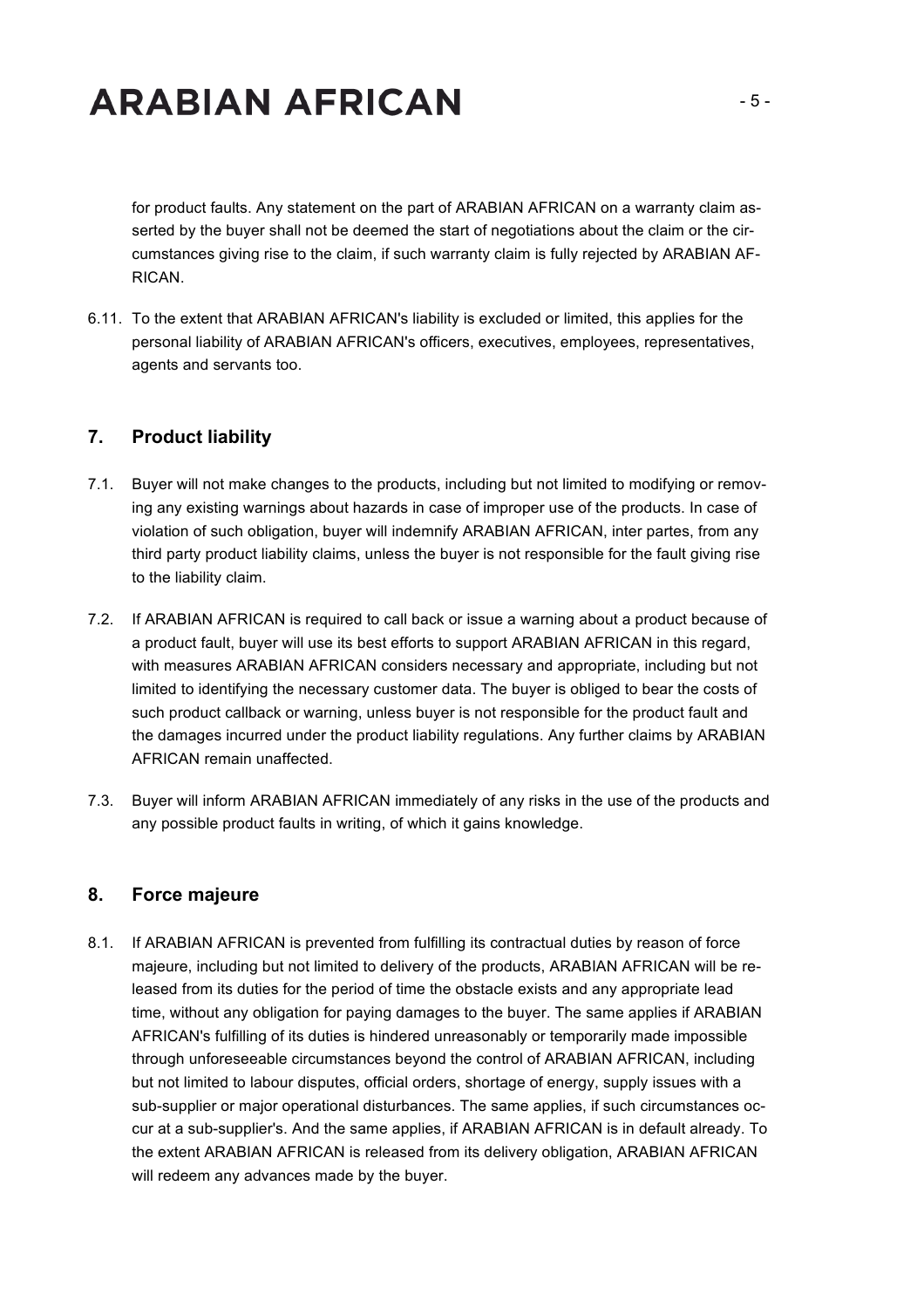for product faults. Any statement on the part of ARABIAN AFRICAN on a warranty claim asserted by the buyer shall not be deemed the start of negotiations about the claim or the circumstances giving rise to the claim, if such warranty claim is fully rejected by ARABIAN AFRICAN.

6.11. To the extent that ARABIAN AFRICAN's liability is excluded or limited, this applies for the personal liability of ARABIAN AFRICAN's officers, executives, employees, representatives, agents and servants too.

## 7. Product liability

7.1. Buyer will not make changes to the products, including but not limited to modifying or removing any existing warnings about hazards in case of improper use of the products. In case of violation of such obligation, buyer will indemnify ARABIAN AFRICAN, inter partes, from any third party product liability claims, unless the buyer is not responsible for the fault giving rise to the liability claim.

7.2. If ARABIAN AFRICAN is required to call back or issue a warning about a product because of a product fault, buyer will use its best efforts to support ARABIAN AFRICAN in this regard, with measures ARABIAN AFRICAN considers necessary and appropriate, including but not limited to identifying the necessary customer data. The buyer is obliged to bear the costs of such product callback or warning, unless buyer is not responsible for the product fault and the damages incurred under the product liability regulations. Any further claims by ARABIAN AFRICAN remain unaffected.

7.3. Buyer will inform ARABIAN AFRICAN immediately of any risks in the use of the products and any possible product faults in writing, of which it gains knowledge.

## 8. Force majeure

8.1. If ARABIAN AFRICAN is prevented from fulfilling its contractual duties by reason of force majeure, including but not limited to delivery of the products, ARABIAN AFRICAN will be released from its duties for the period of time the obstacle exists and any appropriate lead time, without any obligation for paying damages to the buyer. The same applies if ARABIAN AFRICAN's fulfilling of its duties is hindered unreasonably or temporarily made impossible through unforeseeable circumstances beyond the control of ARABIAN AFRICAN, including but not limited to labour disputes, official orders, shortage of energy, supply issues with a sub-supplier or major operational disturbances. The same applies, if such circumstances occur at a sub-supplier's. And the same applies, if ARABIAN AFRICAN is in default already. To the extent ARABIAN AFRICAN is released from its delivery obligation, ARABIAN AFRICAN will redeem any advances made by the buyer.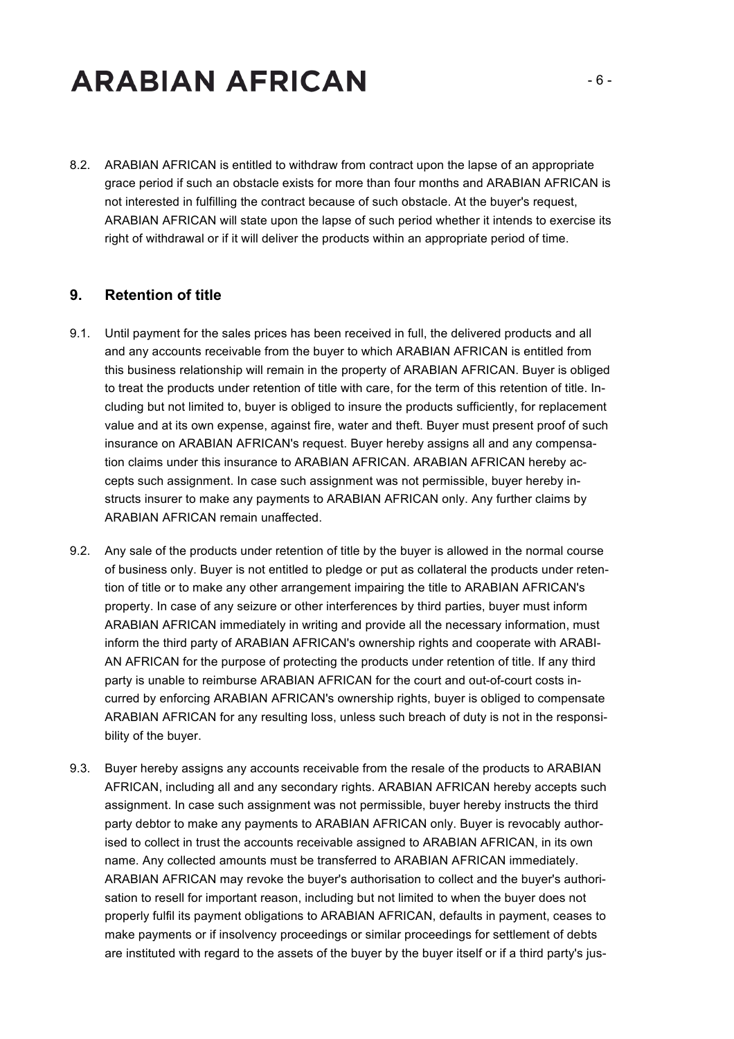8.2. ARABIAN AFRICAN is entitled to withdraw from contract upon the lapse of an appropriate grace period if such an obstacle exists for more than four months and ARABIAN AFRICAN is not interested in fulfilling the contract because of such obstacle. At the buyer's request, ARABIAN AFRICAN will state upon the lapse of such period whether it intends to exercise its right of withdrawal or if it will deliver the products within an appropriate period of time.

## 9. Retention of title

9.1. Until payment for the sales prices has been received in full, the delivered products and all and any accounts receivable from the buyer to which ARABIAN AFRICAN is entitled from this business relationship will remain in the property of ARABIAN AFRICAN. Buyer is obliged to treat the products under retention of title with care, for the term of this retention of title. Including but not limited to, buyer is obliged to insure the products sufficiently, for replacement value and at its own expense, against fire, water and theft. Buyer must present proof of such insurance on ARABIAN AFRICAN's request. Buyer hereby assigns all and any compensation claims under this insurance to ARABIAN AFRICAN. ARABIAN AFRICAN hereby accepts such assignment. In case such assignment was not permissible, buyer hereby instructs insurer to make any payments to ARABIAN AFRICAN only. Any further claims by ARABIAN AFRICAN remain unaffected.

9.2. Any sale of the products under retention of title by the buyer is allowed in the normal course of business only. Buyer is not entitled to pledge or put as collateral the products under retention of title or to make any other arrangement impairing the title to ARABIAN AFRICAN's property. In case of any seizure or other interferences by third parties, buyer must inform ARABIAN AFRICAN immediately in writing and provide all the necessary information, must inform the third party of ARABIAN AFRICAN's ownership rights and cooperate with ARABIAN AFRICAN for the purpose of protecting the products under retention of title. If any third party is unable to reimburse ARABIAN AFRICAN for the court and out-of-court costs incurred by enforcing ARABIAN AFRICAN's ownership rights, buyer is obliged to compensate ARABIAN AFRICAN for any resulting loss, unless such breach of duty is not in the responsibility of the buyer.

9.3. Buyer hereby assigns any accounts receivable from the resale of the products to ARABIAN AFRICAN, including all and any secondary rights. ARABIAN AFRICAN hereby accepts such assignment. In case such assignment was not permissible, buyer hereby instructs the third party debtor to make any payments to ARABIAN AFRICAN only. Buyer is revocably authorised to collect in trust the accounts receivable assigned to ARABIAN AFRICAN, in its own name. Any collected amounts must be transferred to ARABIAN AFRICAN immediately. ARABIAN AFRICAN may revoke the buyer's authorisation to collect and the buyer's authorisation to resell for important reason, including but not limited to when the buyer does not properly fulfil its payment obligations to ARABIAN AFRICAN, defaults in payment, ceases to make payments or if insolvency proceedings or similar proceedings for settlement of debts are instituted with regard to the assets of the buyer by the buyer itself or if a third party's jus-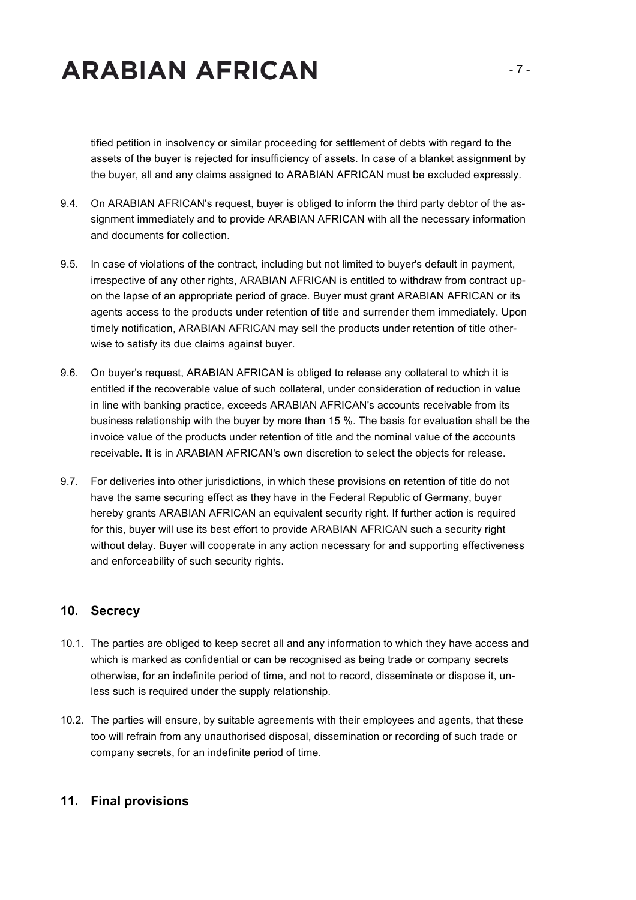tified petition in insolvency or similar proceeding for settlement of debts with regard to the assets of the buyer is rejected for insufficiency of assets. In case of a blanket assignment by the buyer, all and any claims assigned to ARABIAN AFRICAN must be excluded expressly.

9.4. On ARABIAN AFRICAN's request, buyer is obliged to inform the third party debtor of the assignment immediately and to provide ARABIAN AFRICAN with all the necessary information and documents for collection.

9.5. In case of violations of the contract, including but not limited to buyer's default in payment, irrespective of any other rights, ARABIAN AFRICAN is entitled to withdraw from contract upon the lapse of an appropriate period of grace. Buyer must grant ARABIAN AFRICAN or its agents access to the products under retention of title and surrender them immediately. Upon timely notification, ARABIAN AFRICAN may sell the products under retention of title otherwise to satisfy its due claims against buyer.

9.6. On buyer's request, ARABIAN AFRICAN is obliged to release any collateral to which it is entitled if the recoverable value of such collateral, under consideration of reduction in value in line with banking practice, exceeds ARABIAN AFRICAN's accounts receivable from its business relationship with the buyer by more than 15 %. The basis for evaluation shall be the invoice value of the products under retention of title and the nominal value of the accounts receivable. It is in ARABIAN AFRICAN's own discretion to select the objects for release.

9.7. For deliveries into other jurisdictions, in which these provisions on retention of title do not have the same securing effect as they have in the Federal Republic of Germany, buyer hereby grants ARABIAN AFRICAN an equivalent security right. If further action is required for this, buyer will use its best effort to provide ARABIAN AFRICAN such a security right without delay. Buyer will cooperate in any action necessary for and supporting effectiveness and enforceability of such security rights.

## 10. Secrecy

10.1. The parties are obliged to keep secret all and any information to which they have access and which is marked as confidential or can be recognised as being trade or company secrets otherwise, for an indefinite period of time, and not to record, disseminate or dispose it, unless such is required under the supply relationship.

10.2. The parties will ensure, by suitable agreements with their employees and agents, that these too will refrain from any unauthorised disposal, dissemination or recording of such trade or company secrets, for an indefinite period of time.

## 11. Final provisions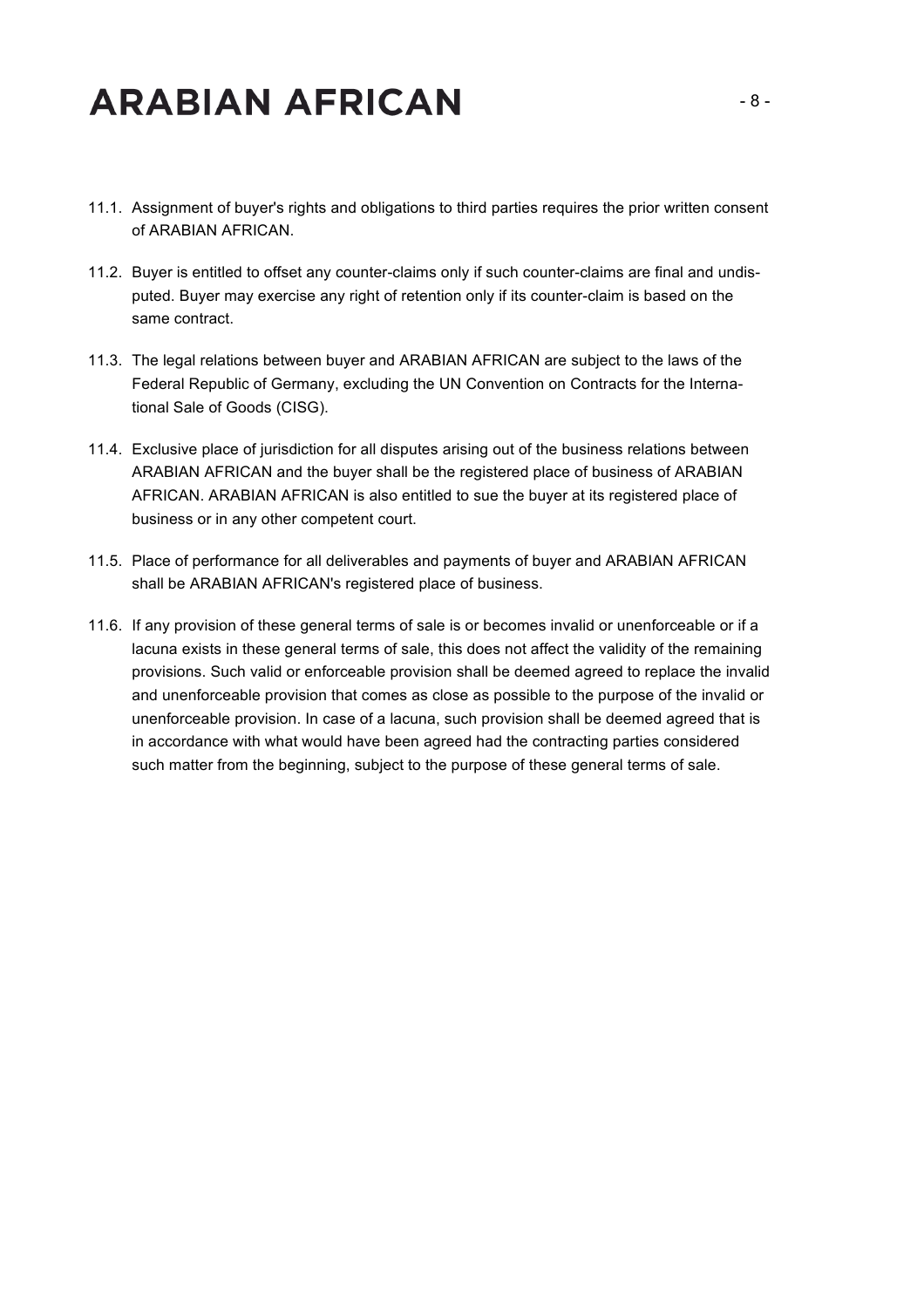11.1. Assignment of buyer's rights and obligations to third parties requires the prior written consent of ARABIAN AFRICAN.

11.2. Buyer is entitled to offset any counter-claims only if such counter-claims are final and undisputed. Buyer may exercise any right of retention only if its counter-claim is based on the same contract.

11.3. The legal relations between buyer and ARABIAN AFRICAN are subject to the laws of the Federal Republic of Germany, excluding the UN Convention on Contracts for the International Sale of Goods (CISG).

11.4. Exclusive place of jurisdiction for all disputes arising out of the business relations between ARABIAN AFRICAN and the buyer shall be the registered place of business of ARABIAN AFRICAN. ARABIAN AFRICAN is also entitled to sue the buyer at its registered place of business or in any other competent court.

11.5. Place of performance for all deliverables and payments of buyer and ARABIAN AFRICAN shall be ARABIAN AFRICAN's registered place of business.

11.6. If any provision of these general terms of sale is or becomes invalid or unenforceable or if a lacuna exists in these general terms of sale, this does not affect the validity of the remaining provisions. Such valid or enforceable provision shall be deemed agreed to replace the invalid and unenforceable provision that comes as close as possible to the purpose of the invalid or unenforceable provision. In case of a lacuna, such provision shall be deemed agreed that is in accordance with what would have been agreed had the contracting parties considered such matter from the beginning, subject to the purpose of these general terms of sale.